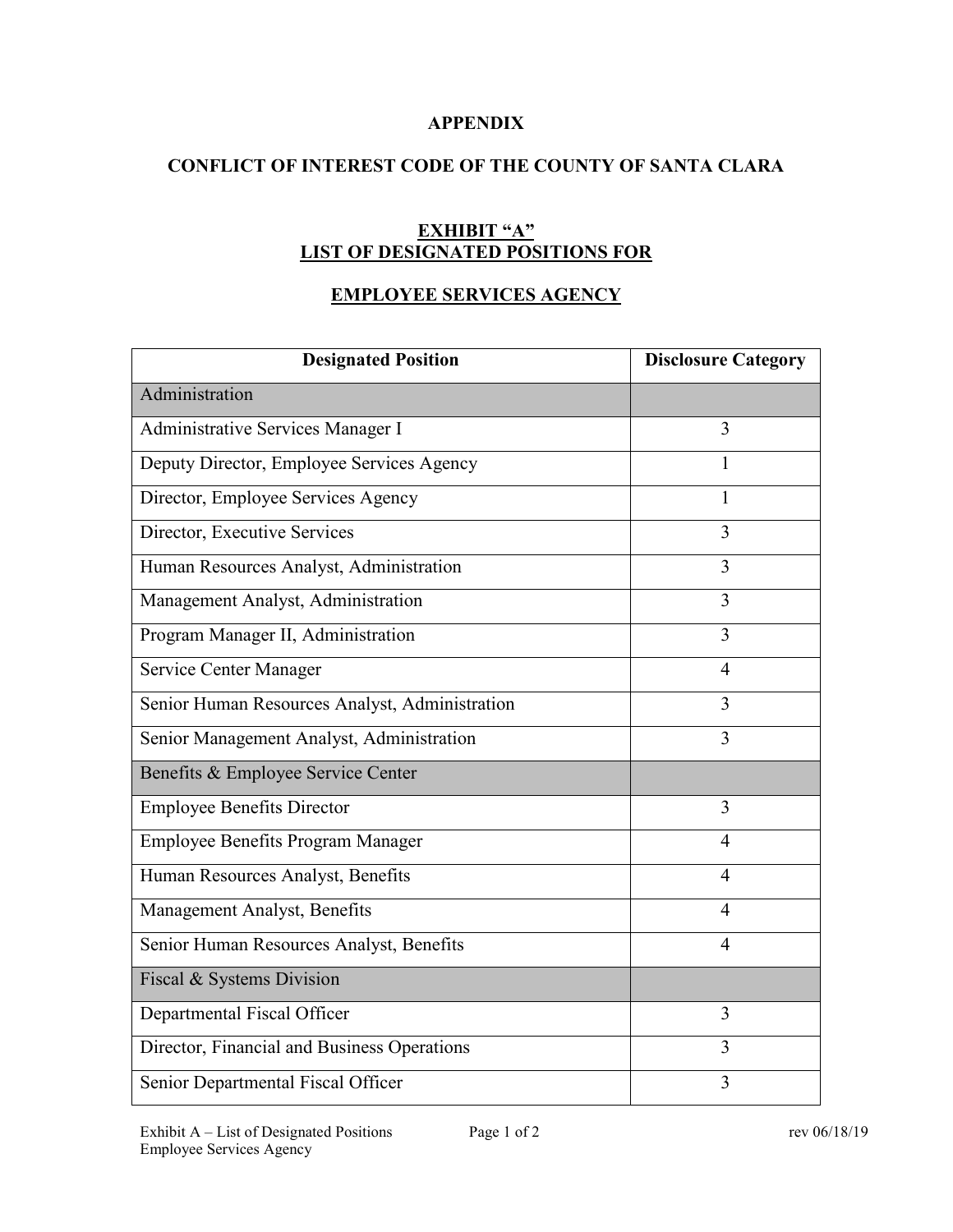**APPENDIX**

**CONFLICT OF INTEREST CODE OF THE COUNTY OF SANTA CLARA**

**EXHIBIT "A"**
**LIST OF DESIGNATED POSITIONS FOR**

**EMPLOYEE SERVICES AGENCY**

| Designated Position | Disclosure Category |
|---|---|
| Administration | |
| Administrative Services Manager I | 3 |
| Deputy Director, Employee Services Agency | 1 |
| Director, Employee Services Agency | 1 |
| Director, Executive Services | 3 |
| Human Resources Analyst, Administration | 3 |
| Management Analyst, Administration | 3 |
| Program Manager II, Administration | 3 |
| Service Center Manager | 4 |
| Senior Human Resources Analyst, Administration | 3 |
| Senior Management Analyst, Administration | 3 |
| Benefits & Employee Service Center | |
| Employee Benefits Director | 3 |
| Employee Benefits Program Manager | 4 |
| Human Resources Analyst, Benefits | 4 |
| Management Analyst, Benefits | 4 |
| Senior Human Resources Analyst, Benefits | 4 |
| Fiscal & Systems Division | |
| Departmental Fiscal Officer | 3 |
| Director, Financial and Business Operations | 3 |
| Senior Departmental Fiscal Officer | 3 |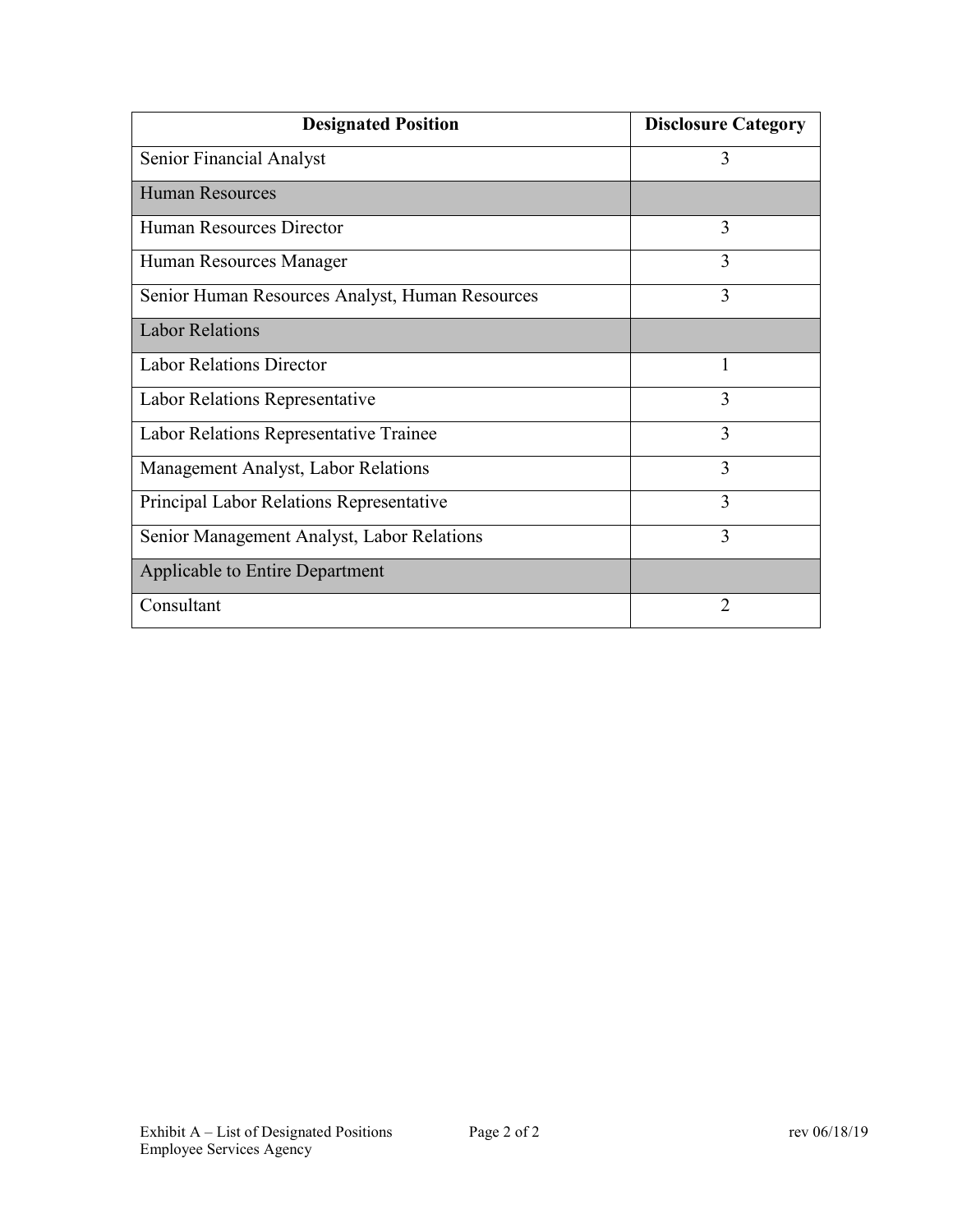| Designated Position | Disclosure Category |
| --- | --- |
| Senior Financial Analyst | 3 |
| Human Resources | |
| Human Resources Director | 3 |
| Human Resources Manager | 3 |
| Senior Human Resources Analyst, Human Resources | 3 |
| Labor Relations | |
| Labor Relations Director | 1 |
| Labor Relations Representative | 3 |
| Labor Relations Representative Trainee | 3 |
| Management Analyst, Labor Relations | 3 |
| Principal Labor Relations Representative | 3 |
| Senior Management Analyst, Labor Relations | 3 |
| Applicable to Entire Department | |
| Consultant | 2 |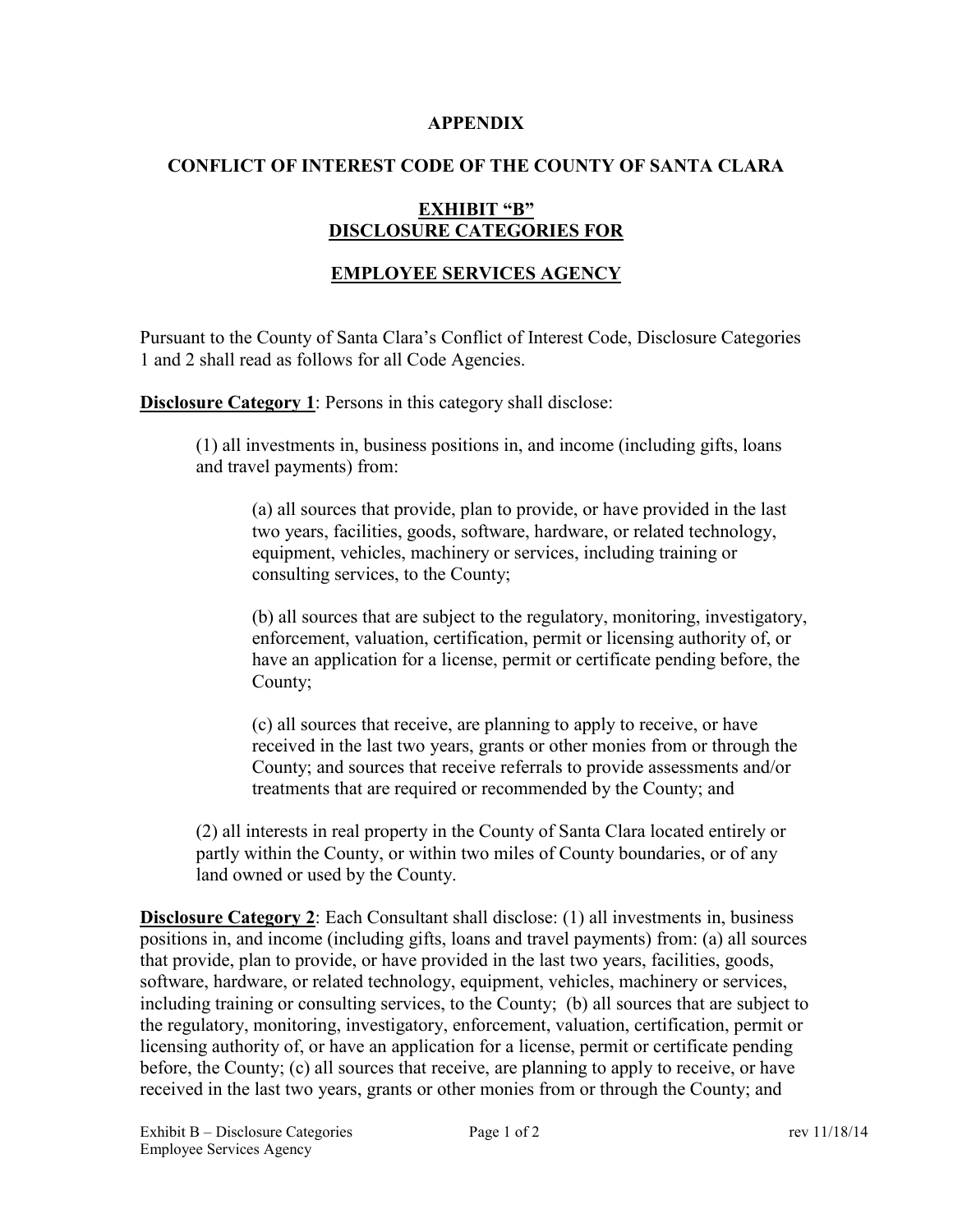**APPENDIX**

**CONFLICT OF INTEREST CODE OF THE COUNTY OF SANTA CLARA**

**EXHIBIT "B"**
**DISCLOSURE CATEGORIES FOR**

**EMPLOYEE SERVICES AGENCY**

Pursuant to the County of Santa Clara's Conflict of Interest Code, Disclosure Categories 1 and 2 shall read as follows for all Code Agencies.

**Disclosure Category 1**: Persons in this category shall disclose:

(1) all investments in, business positions in, and income (including gifts, loans and travel payments) from:

(a) all sources that provide, plan to provide, or have provided in the last two years, facilities, goods, software, hardware, or related technology, equipment, vehicles, machinery or services, including training or consulting services, to the County;

(b) all sources that are subject to the regulatory, monitoring, investigatory, enforcement, valuation, certification, permit or licensing authority of, or have an application for a license, permit or certificate pending before, the County;

(c) all sources that receive, are planning to apply to receive, or have received in the last two years, grants or other monies from or through the County; and sources that receive referrals to provide assessments and/or treatments that are required or recommended by the County; and

(2) all interests in real property in the County of Santa Clara located entirely or partly within the County, or within two miles of County boundaries, or of any land owned or used by the County.

**Disclosure Category 2**: Each Consultant shall disclose: (1) all investments in, business positions in, and income (including gifts, loans and travel payments) from: (a) all sources that provide, plan to provide, or have provided in the last two years, facilities, goods, software, hardware, or related technology, equipment, vehicles, machinery or services, including training or consulting services, to the County; (b) all sources that are subject to the regulatory, monitoring, investigatory, enforcement, valuation, certification, permit or licensing authority of, or have an application for a license, permit or certificate pending before, the County; (c) all sources that receive, are planning to apply to receive, or have received in the last two years, grants or other monies from or through the County; and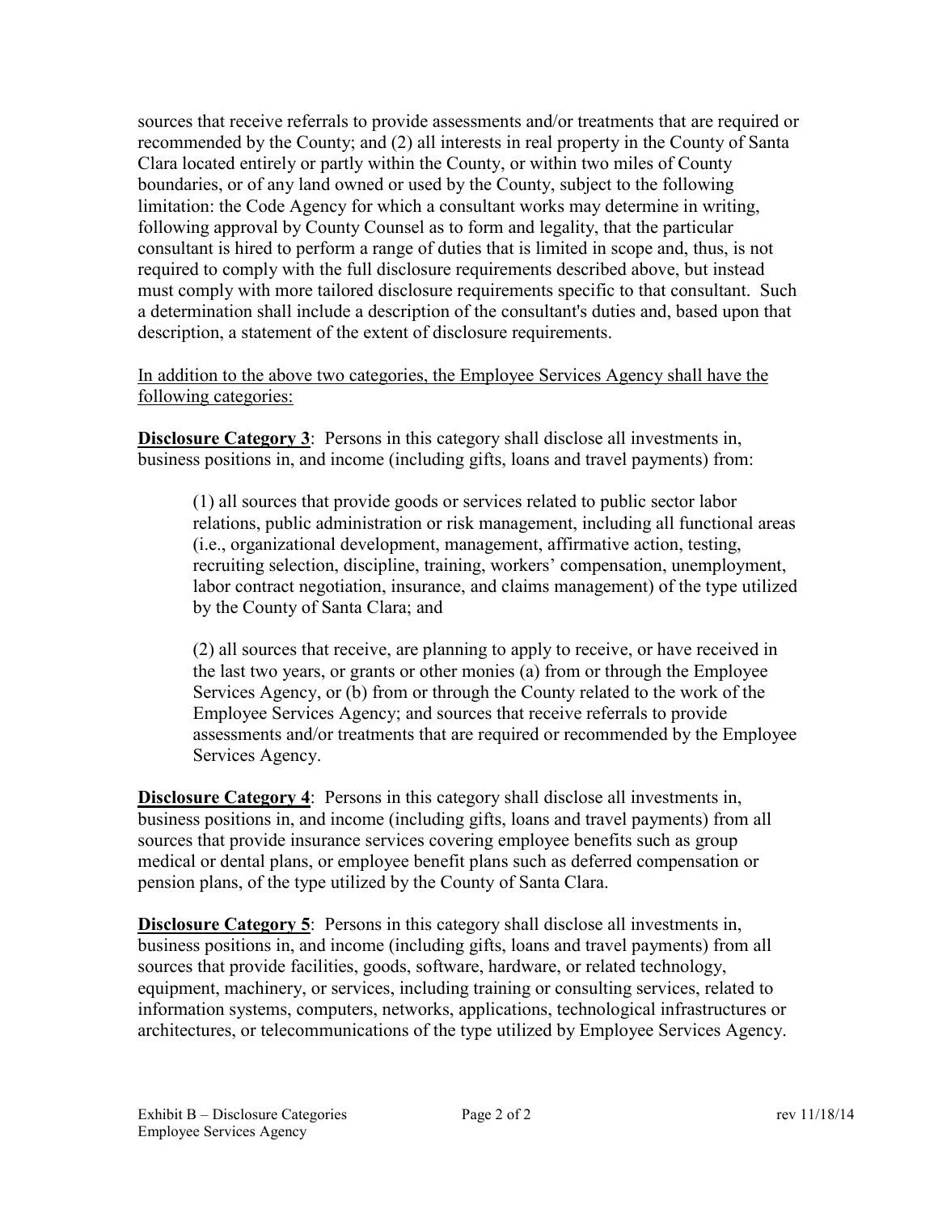sources that receive referrals to provide assessments and/or treatments that are required or recommended by the County; and (2) all interests in real property in the County of Santa Clara located entirely or partly within the County, or within two miles of County boundaries, or of any land owned or used by the County, subject to the following limitation: the Code Agency for which a consultant works may determine in writing, following approval by County Counsel as to form and legality, that the particular consultant is hired to perform a range of duties that is limited in scope and, thus, is not required to comply with the full disclosure requirements described above, but instead must comply with more tailored disclosure requirements specific to that consultant. Such a determination shall include a description of the consultant's duties and, based upon that description, a statement of the extent of disclosure requirements.

<u>In addition to the above two categories, the Employee Services Agency shall have the following categories:</u>

**<u>Disclosure Category 3</u>**: Persons in this category shall disclose all investments in, business positions in, and income (including gifts, loans and travel payments) from:

(1) all sources that provide goods or services related to public sector labor relations, public administration or risk management, including all functional areas (i.e., organizational development, management, affirmative action, testing, recruiting selection, discipline, training, workers' compensation, unemployment, labor contract negotiation, insurance, and claims management) of the type utilized by the County of Santa Clara; and

(2) all sources that receive, are planning to apply to receive, or have received in the last two years, or grants or other monies (a) from or through the Employee Services Agency, or (b) from or through the County related to the work of the Employee Services Agency; and sources that receive referrals to provide assessments and/or treatments that are required or recommended by the Employee Services Agency.

**<u>Disclosure Category 4</u>**: Persons in this category shall disclose all investments in, business positions in, and income (including gifts, loans and travel payments) from all sources that provide insurance services covering employee benefits such as group medical or dental plans, or employee benefit plans such as deferred compensation or pension plans, of the type utilized by the County of Santa Clara.

**<u>Disclosure Category 5</u>**: Persons in this category shall disclose all investments in, business positions in, and income (including gifts, loans and travel payments) from all sources that provide facilities, goods, software, hardware, or related technology, equipment, machinery, or services, including training or consulting services, related to information systems, computers, networks, applications, technological infrastructures or architectures, or telecommunications of the type utilized by Employee Services Agency.